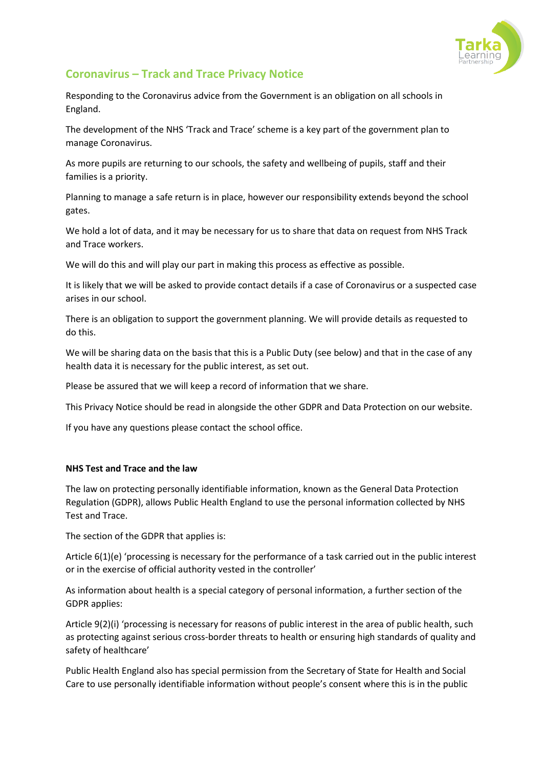## Coronavirus – Track and Trace Privacy Notice

Responding to the Coronavirus advice from the Government is an obligation on all schools in England.

The development of the NHS 'Track and Trace' scheme is a key part of the government plan to manage Coronavirus.

As more pupils are returning to our schools, the safety and wellbeing of pupils, staff and their families is a priority.

Planning to manage a safe return is in place, however our responsibility extends beyond the school gates.

We hold a lot of data, and it may be necessary for us to share that data on request from NHS Track and Trace workers.

We will do this and will play our part in making this process as effective as possible.

It is likely that we will be asked to provide contact details if a case of Coronavirus or a suspected case arises in our school.

There is an obligation to support the government planning. We will provide details as requested to do this.

We will be sharing data on the basis that this is a Public Duty (see below) and that in the case of any health data it is necessary for the public interest, as set out.

Please be assured that we will keep a record of information that we share.

This Privacy Notice should be read in alongside the other GDPR and Data Protection on our website.

If you have any questions please contact the school office.

**NHS Test and Trace and the law**

The law on protecting personally identifiable information, known as the General Data Protection Regulation (GDPR), allows Public Health England to use the personal information collected by NHS Test and Trace.

The section of the GDPR that applies is:

Article 6(1)(e) 'processing is necessary for the performance of a task carried out in the public interest or in the exercise of official authority vested in the controller'

As information about health is a special category of personal information, a further section of the GDPR applies:

Article 9(2)(i) 'processing is necessary for reasons of public interest in the area of public health, such as protecting against serious cross-border threats to health or ensuring high standards of quality and safety of healthcare'

Public Health England also has special permission from the Secretary of State for Health and Social Care to use personally identifiable information without people's consent where this is in the public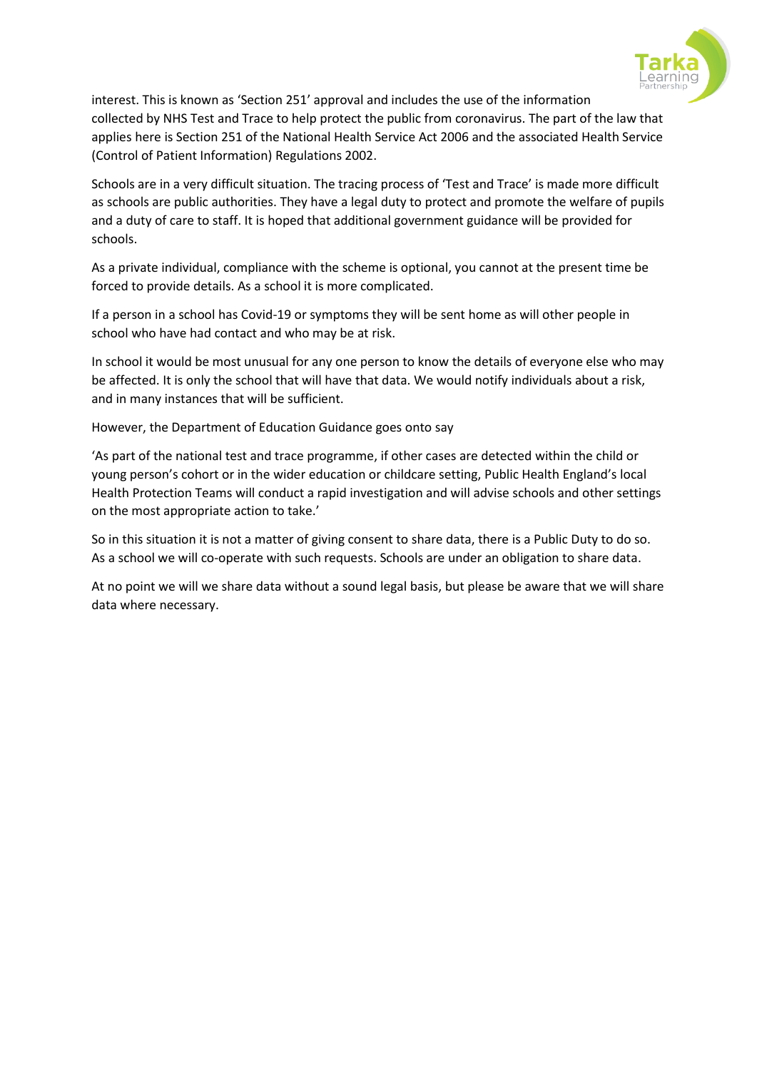interest. This is known as 'Section 251' approval and includes the use of the information collected by NHS Test and Trace to help protect the public from coronavirus. The part of the law that applies here is Section 251 of the National Health Service Act 2006 and the associated Health Service (Control of Patient Information) Regulations 2002.

Schools are in a very difficult situation. The tracing process of 'Test and Trace' is made more difficult as schools are public authorities. They have a legal duty to protect and promote the welfare of pupils and a duty of care to staff. It is hoped that additional government guidance will be provided for schools.

As a private individual, compliance with the scheme is optional, you cannot at the present time be forced to provide details. As a school it is more complicated.

If a person in a school has Covid-19 or symptoms they will be sent home as will other people in school who have had contact and who may be at risk.

In school it would be most unusual for any one person to know the details of everyone else who may be affected. It is only the school that will have that data. We would notify individuals about a risk, and in many instances that will be sufficient.

However, the Department of Education Guidance goes onto say

'As part of the national test and trace programme, if other cases are detected within the child or young person's cohort or in the wider education or childcare setting, Public Health England's local Health Protection Teams will conduct a rapid investigation and will advise schools and other settings on the most appropriate action to take.'

So in this situation it is not a matter of giving consent to share data, there is a Public Duty to do so. As a school we will co-operate with such requests. Schools are under an obligation to share data.

At no point we will we share data without a sound legal basis, but please be aware that we will share data where necessary.